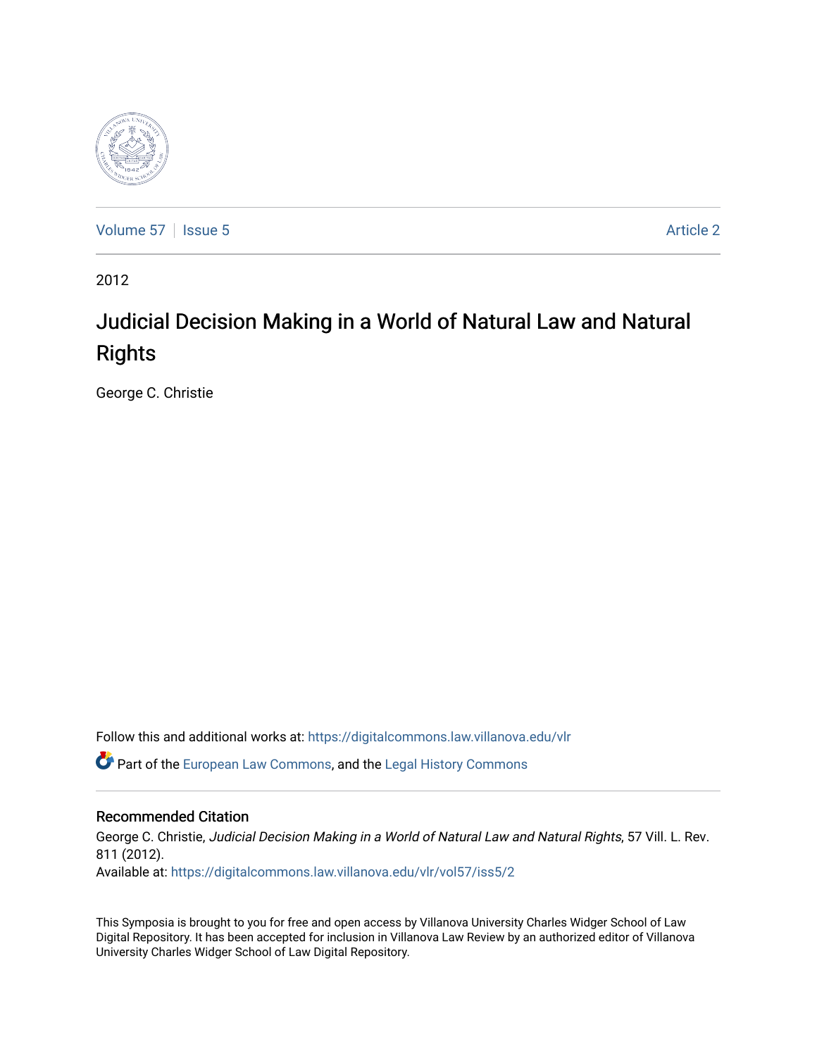Volume 57 | Issue 5 Article 2

2012

# Judicial Decision Making in a World of Natural Law and Natural Rights

George C. Christie

Follow this and additional works at: https://digitalcommons.law.villanova.edu/vlr

Part of the European Law Commons, and the Legal History Commons

## Recommended Citation

George C. Christie, *Judicial Decision Making in a World of Natural Law and Natural Rights*, 57 Vill. L. Rev. 811 (2012).

Available at: https://digitalcommons.law.villanova.edu/vlr/vol57/iss5/2

This Symposia is brought to you for free and open access by Villanova University Charles Widger School of Law Digital Repository. It has been accepted for inclusion in Villanova Law Review by an authorized editor of Villanova University Charles Widger School of Law Digital Repository.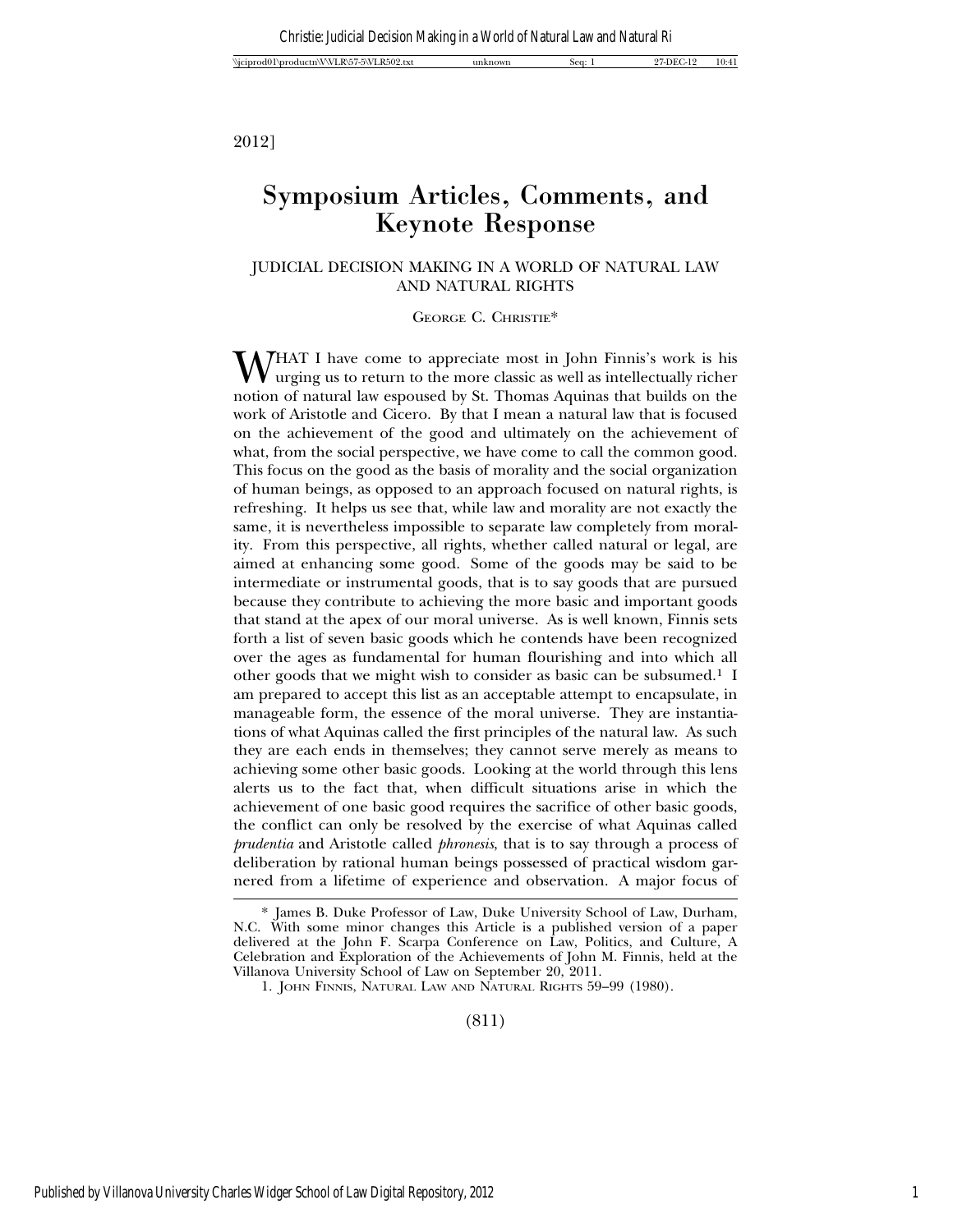# Symposium Articles, Comments, and Keynote Response

JUDICIAL DECISION MAKING IN A WORLD OF NATURAL LAW AND NATURAL RIGHTS

George C. Christie*

WHAT I have come to appreciate most in John Finnis's work is his urging us to return to the more classic as well as intellectually richer notion of natural law espoused by St. Thomas Aquinas that builds on the work of Aristotle and Cicero. By that I mean a natural law that is focused on the achievement of the good and ultimately on the achievement of what, from the social perspective, we have come to call the common good. This focus on the good as the basis of morality and the social organization of human beings, as opposed to an approach focused on natural rights, is refreshing. It helps us see that, while law and morality are not exactly the same, it is nevertheless impossible to separate law completely from morality. From this perspective, all rights, whether called natural or legal, are aimed at enhancing some good. Some of the goods may be said to be intermediate or instrumental goods, that is to say goods that are pursued because they contribute to achieving the more basic and important goods that stand at the apex of our moral universe. As is well known, Finnis sets forth a list of seven basic goods which he contends have been recognized over the ages as fundamental for human flourishing and into which all other goods that we might wish to consider as basic can be subsumed.[1] I am prepared to accept this list as an acceptable attempt to encapsulate, in manageable form, the essence of the moral universe. They are instantiations of what Aquinas called the first principles of the natural law. As such they are each ends in themselves; they cannot serve merely as means to achieving some other basic goods. Looking at the world through this lens alerts us to the fact that, when difficult situations arise in which the achievement of one basic good requires the sacrifice of other basic goods, the conflict can only be resolved by the exercise of what Aquinas called *prudentia* and Aristotle called *phronesis*, that is to say through a process of deliberation by rational human beings possessed of practical wisdom garnered from a lifetime of experience and observation. A major focus of

---

\* James B. Duke Professor of Law, Duke University School of Law, Durham, N.C. With some minor changes this Article is a published version of a paper delivered at the John F. Scarpa Conference on Law, Politics, and Culture, A Celebration and Exploration of the Achievements of John M. Finnis, held at the Villanova University School of Law on September 20, 2011.

1. John Finnis, Natural Law and Natural Rights 59–99 (1980).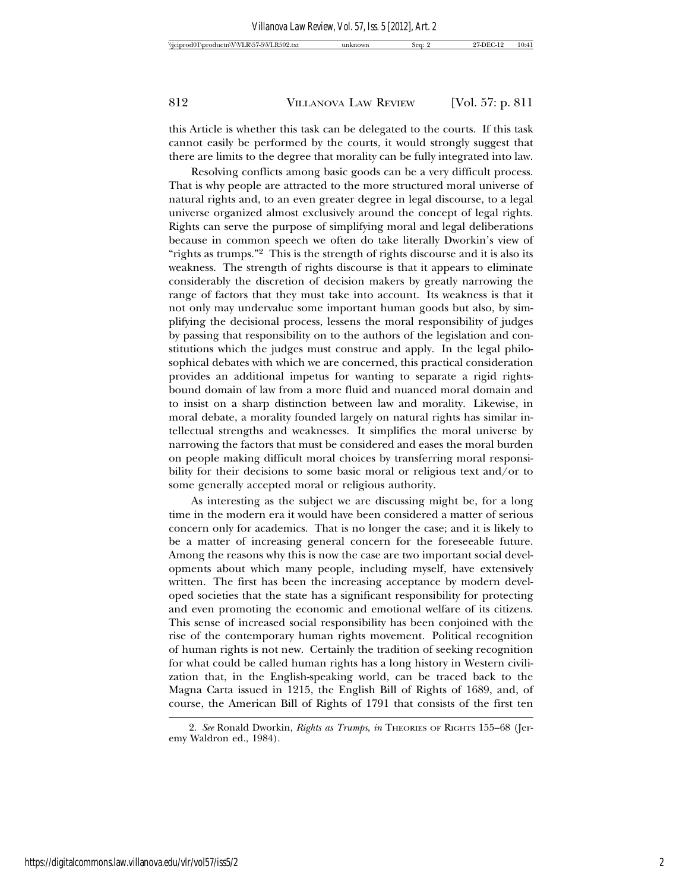this Article is whether this task can be delegated to the courts. If this task cannot easily be performed by the courts, it would strongly suggest that there are limits to the degree that morality can be fully integrated into law.

Resolving conflicts among basic goods can be a very difficult process. That is why people are attracted to the more structured moral universe of natural rights and, to an even greater degree in legal discourse, to a legal universe organized almost exclusively around the concept of legal rights. Rights can serve the purpose of simplifying moral and legal deliberations because in common speech we often do take literally Dworkin's view of "rights as trumps."[2] This is the strength of rights discourse and it is also its weakness. The strength of rights discourse is that it appears to eliminate considerably the discretion of decision makers by greatly narrowing the range of factors that they must take into account. Its weakness is that it not only may undervalue some important human goods but also, by simplifying the decisional process, lessens the moral responsibility of judges by passing that responsibility on to the authors of the legislation and constitutions which the judges must construe and apply. In the legal philosophical debates with which we are concerned, this practical consideration provides an additional impetus for wanting to separate a rigid rights-bound domain of law from a more fluid and nuanced moral domain and to insist on a sharp distinction between law and morality. Likewise, in moral debate, a morality founded largely on natural rights has similar intellectual strengths and weaknesses. It simplifies the moral universe by narrowing the factors that must be considered and eases the moral burden on people making difficult moral choices by transferring moral responsibility for their decisions to some basic moral or religious text and/or to some generally accepted moral or religious authority.

As interesting as the subject we are discussing might be, for a long time in the modern era it would have been considered a matter of serious concern only for academics. That is no longer the case; and it is likely to be a matter of increasing general concern for the foreseeable future. Among the reasons why this is now the case are two important social developments about which many people, including myself, have extensively written. The first has been the increasing acceptance by modern developed societies that the state has a significant responsibility for protecting and even promoting the economic and emotional welfare of its citizens. This sense of increased social responsibility has been conjoined with the rise of the contemporary human rights movement. Political recognition of human rights is not new. Certainly the tradition of seeking recognition for what could be called human rights has a long history in Western civilization that, in the English-speaking world, can be traced back to the Magna Carta issued in 1215, the English Bill of Rights of 1689, and, of course, the American Bill of Rights of 1791 that consists of the first ten

2. *See* Ronald Dworkin, *Rights as Trumps*, *in* THEORIES OF RIGHTS 155–68 (Jeremy Waldron ed., 1984).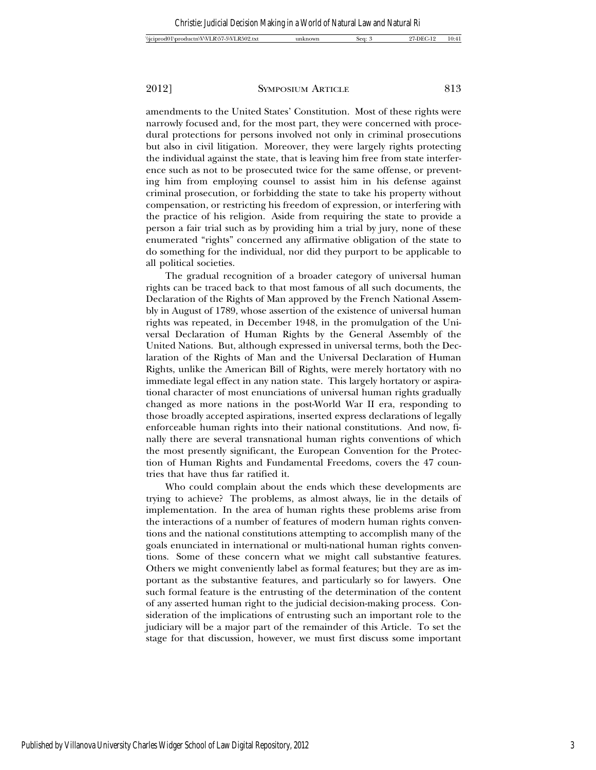amendments to the United States' Constitution. Most of these rights were narrowly focused and, for the most part, they were concerned with procedural protections for persons involved not only in criminal prosecutions but also in civil litigation. Moreover, they were largely rights protecting the individual against the state, that is leaving him free from state interference such as not to be prosecuted twice for the same offense, or preventing him from employing counsel to assist him in his defense against criminal prosecution, or forbidding the state to take his property without compensation, or restricting his freedom of expression, or interfering with the practice of his religion. Aside from requiring the state to provide a person a fair trial such as by providing him a trial by jury, none of these enumerated "rights" concerned any affirmative obligation of the state to do something for the individual, nor did they purport to be applicable to all political societies.

The gradual recognition of a broader category of universal human rights can be traced back to that most famous of all such documents, the Declaration of the Rights of Man approved by the French National Assembly in August of 1789, whose assertion of the existence of universal human rights was repeated, in December 1948, in the promulgation of the Universal Declaration of Human Rights by the General Assembly of the United Nations. But, although expressed in universal terms, both the Declaration of the Rights of Man and the Universal Declaration of Human Rights, unlike the American Bill of Rights, were merely hortatory with no immediate legal effect in any nation state. This largely hortatory or aspirational character of most enunciations of universal human rights gradually changed as more nations in the post-World War II era, responding to those broadly accepted aspirations, inserted express declarations of legally enforceable human rights into their national constitutions. And now, finally there are several transnational human rights conventions of which the most presently significant, the European Convention for the Protection of Human Rights and Fundamental Freedoms, covers the 47 countries that have thus far ratified it.

Who could complain about the ends which these developments are trying to achieve? The problems, as almost always, lie in the details of implementation. In the area of human rights these problems arise from the interactions of a number of features of modern human rights conventions and the national constitutions attempting to accomplish many of the goals enunciated in international or multi-national human rights conventions. Some of these concern what we might call substantive features. Others we might conveniently label as formal features; but they are as important as the substantive features, and particularly so for lawyers. One such formal feature is the entrusting of the determination of the content of any asserted human right to the judicial decision-making process. Consideration of the implications of entrusting such an important role to the judiciary will be a major part of the remainder of this Article. To set the stage for that discussion, however, we must first discuss some important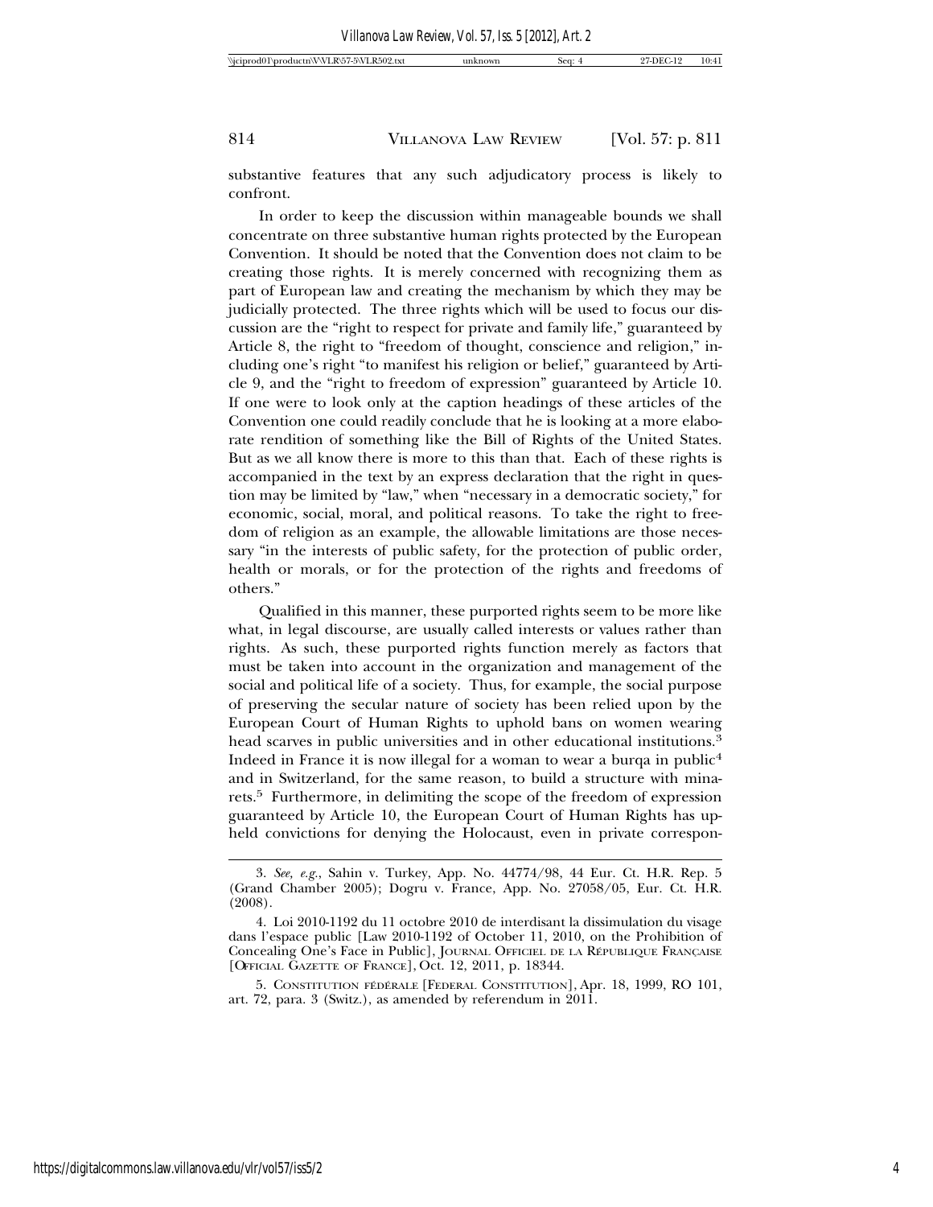substantive features that any such adjudicatory process is likely to confront.

In order to keep the discussion within manageable bounds we shall concentrate on three substantive human rights protected by the European Convention. It should be noted that the Convention does not claim to be creating those rights. It is merely concerned with recognizing them as part of European law and creating the mechanism by which they may be judicially protected. The three rights which will be used to focus our discussion are the "right to respect for private and family life," guaranteed by Article 8, the right to "freedom of thought, conscience and religion," including one's right "to manifest his religion or belief," guaranteed by Article 9, and the "right to freedom of expression" guaranteed by Article 10. If one were to look only at the caption headings of these articles of the Convention one could readily conclude that he is looking at a more elaborate rendition of something like the Bill of Rights of the United States. But as we all know there is more to this than that. Each of these rights is accompanied in the text by an express declaration that the right in question may be limited by "law," when "necessary in a democratic society," for economic, social, moral, and political reasons. To take the right to freedom of religion as an example, the allowable limitations are those necessary "in the interests of public safety, for the protection of public order, health or morals, or for the protection of the rights and freedoms of others."

Qualified in this manner, these purported rights seem to be more like what, in legal discourse, are usually called interests or values rather than rights. As such, these purported rights function merely as factors that must be taken into account in the organization and management of the social and political life of a society. Thus, for example, the social purpose of preserving the secular nature of society has been relied upon by the European Court of Human Rights to uphold bans on women wearing head scarves in public universities and in other educational institutions.[3] Indeed in France it is now illegal for a woman to wear a burqa in public[4] and in Switzerland, for the same reason, to build a structure with minarets.[5] Furthermore, in delimiting the scope of the freedom of expression guaranteed by Article 10, the European Court of Human Rights has upheld convictions for denying the Holocaust, even in private correspon-

---

3. *See, e.g.*, Sahin v. Turkey, App. No. 44774/98, 44 Eur. Ct. H.R. Rep. 5 (Grand Chamber 2005); Dogru v. France, App. No. 27058/05, Eur. Ct. H.R. (2008).

4. Loi 2010-1192 du 11 octobre 2010 de interdisant la dissimulation du visage dans l'espace public [Law 2010-1192 of October 11, 2010, on the Prohibition of Concealing One's Face in Public], JOURNAL OFFICIEL DE LA RÉPUBLIQUE FRANÇAISE [OFFICIAL GAZETTE OF FRANCE], Oct. 12, 2011, p. 18344.

5. CONSTITUTION FÉDÉRALE [FEDERAL CONSTITUTION], Apr. 18, 1999, RO 101, art. 72, para. 3 (Switz.), as amended by referendum in 2011.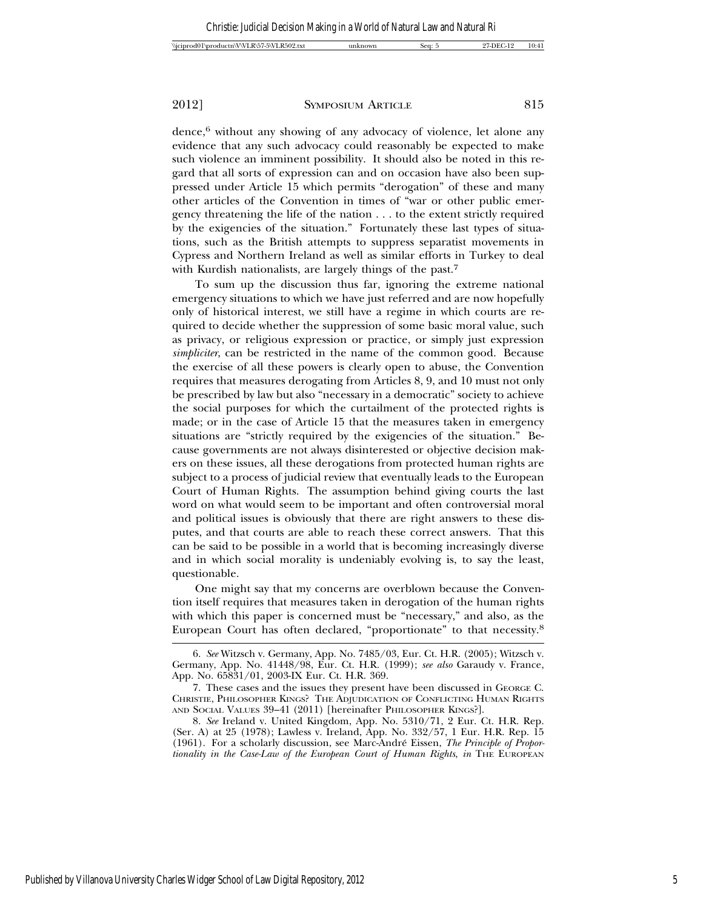dence,[6] without any showing of any advocacy of violence, let alone any evidence that any such advocacy could reasonably be expected to make such violence an imminent possibility. It should also be noted in this regard that all sorts of expression can and on occasion have also been suppressed under Article 15 which permits "derogation" of these and many other articles of the Convention in times of "war or other public emergency threatening the life of the nation . . . to the extent strictly required by the exigencies of the situation." Fortunately these last types of situations, such as the British attempts to suppress separatist movements in Cypress and Northern Ireland as well as similar efforts in Turkey to deal with Kurdish nationalists, are largely things of the past.[7]

To sum up the discussion thus far, ignoring the extreme national emergency situations to which we have just referred and are now hopefully only of historical interest, we still have a regime in which courts are required to decide whether the suppression of some basic moral value, such as privacy, or religious expression or practice, or simply just expression *simpliciter*, can be restricted in the name of the common good. Because the exercise of all these powers is clearly open to abuse, the Convention requires that measures derogating from Articles 8, 9, and 10 must not only be prescribed by law but also "necessary in a democratic" society to achieve the social purposes for which the curtailment of the protected rights is made; or in the case of Article 15 that the measures taken in emergency situations are "strictly required by the exigencies of the situation." Because governments are not always disinterested or objective decision makers on these issues, all these derogations from protected human rights are subject to a process of judicial review that eventually leads to the European Court of Human Rights. The assumption behind giving courts the last word on what would seem to be important and often controversial moral and political issues is obviously that there are right answers to these disputes, and that courts are able to reach these correct answers. That this can be said to be possible in a world that is becoming increasingly diverse and in which social morality is undeniably evolving is, to say the least, questionable.

One might say that my concerns are overblown because the Convention itself requires that measures taken in derogation of the human rights with which this paper is concerned must be "necessary," and also, as the European Court has often declared, "proportionate" to that necessity.[8]

---

6. *See* Witzsch v. Germany, App. No. 7485/03, Eur. Ct. H.R. (2005); Witzsch v. Germany, App. No. 41448/98, Eur. Ct. H.R. (1999); *see also* Garaudy v. France, App. No. 65831/01, 2003-IX Eur. Ct. H.R. 369.

7. These cases and the issues they present have been discussed in GEORGE C. CHRISTIE, PHILOSOPHER KINGS? THE ADJUDICATION OF CONFLICTING HUMAN RIGHTS AND SOCIAL VALUES 39–41 (2011) [hereinafter PHILOSOPHER KINGS?].

8. *See* Ireland v. United Kingdom, App. No. 5310/71, 2 Eur. Ct. H.R. Rep. (Ser. A) at 25 (1978); Lawless v. Ireland, App. No. 332/57, 1 Eur. H.R. Rep. 15 (1961). For a scholarly discussion, see Marc-André Eissen, *The Principle of Proportionality in the Case-Law of the European Court of Human Rights*, *in* THE EUROPEAN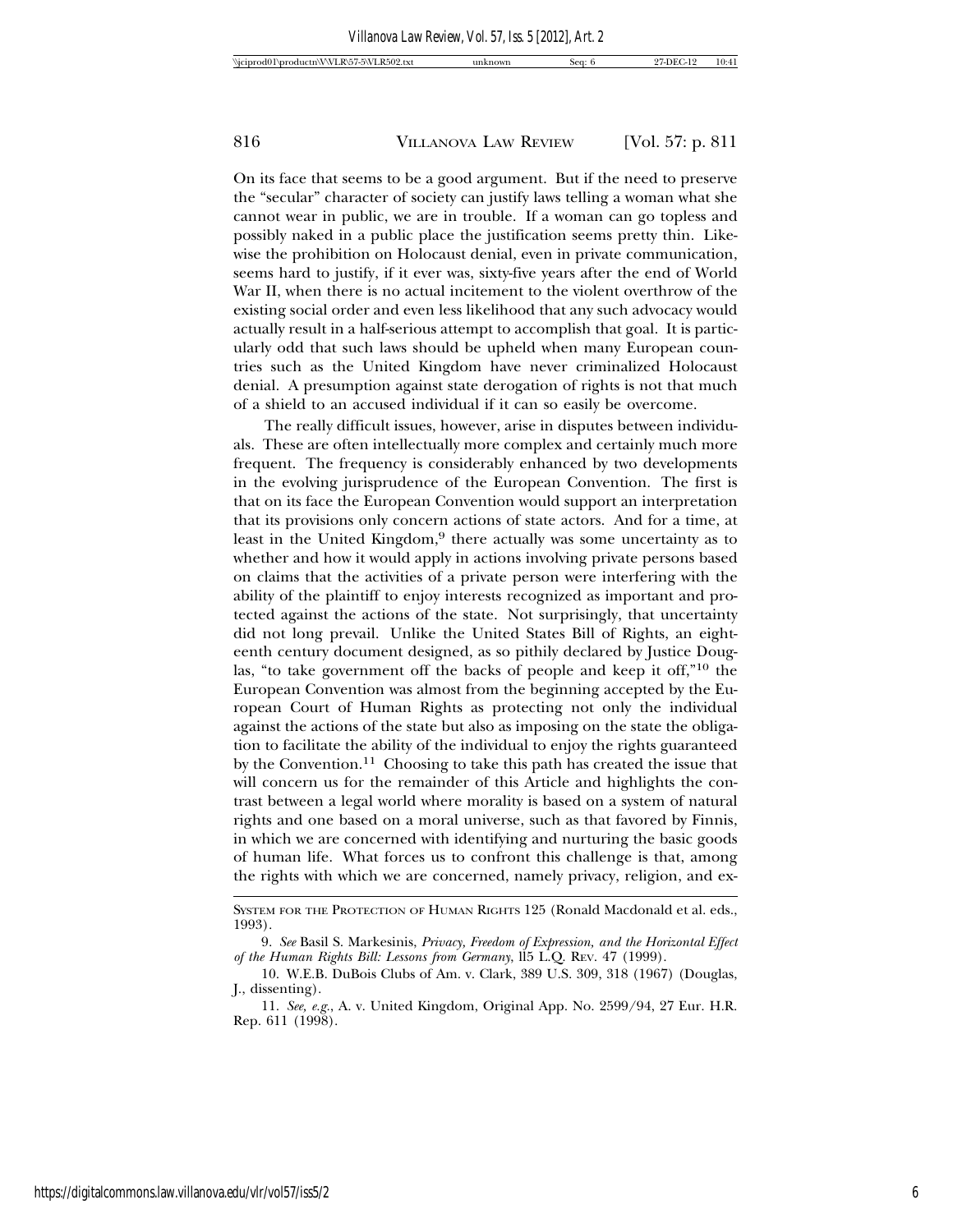On its face that seems to be a good argument. But if the need to preserve the "secular" character of society can justify laws telling a woman what she cannot wear in public, we are in trouble. If a woman can go topless and possibly naked in a public place the justification seems pretty thin. Likewise the prohibition on Holocaust denial, even in private communication, seems hard to justify, if it ever was, sixty-five years after the end of World War II, when there is no actual incitement to the violent overthrow of the existing social order and even less likelihood that any such advocacy would actually result in a half-serious attempt to accomplish that goal. It is particularly odd that such laws should be upheld when many European countries such as the United Kingdom have never criminalized Holocaust denial. A presumption against state derogation of rights is not that much of a shield to an accused individual if it can so easily be overcome.

The really difficult issues, however, arise in disputes between individuals. These are often intellectually more complex and certainly much more frequent. The frequency is considerably enhanced by two developments in the evolving jurisprudence of the European Convention. The first is that on its face the European Convention would support an interpretation that its provisions only concern actions of state actors. And for a time, at least in the United Kingdom,[9] there actually was some uncertainty as to whether and how it would apply in actions involving private persons based on claims that the activities of a private person were interfering with the ability of the plaintiff to enjoy interests recognized as important and protected against the actions of the state. Not surprisingly, that uncertainty did not long prevail. Unlike the United States Bill of Rights, an eighteenth century document designed, as so pithily declared by Justice Douglas, "to take government off the backs of people and keep it off,"[10] the European Convention was almost from the beginning accepted by the European Court of Human Rights as protecting not only the individual against the actions of the state but also as imposing on the state the obligation to facilitate the ability of the individual to enjoy the rights guaranteed by the Convention.[11] Choosing to take this path has created the issue that will concern us for the remainder of this Article and highlights the contrast between a legal world where morality is based on a system of natural rights and one based on a moral universe, such as that favored by Finnis, in which we are concerned with identifying and nurturing the basic goods of human life. What forces us to confront this challenge is that, among the rights with which we are concerned, namely privacy, religion, and ex-

---

SYSTEM FOR THE PROTECTION OF HUMAN RIGHTS 125 (Ronald Macdonald et al. eds., 1993).

9. *See* Basil S. Markesinis, *Privacy, Freedom of Expression, and the Horizontal Effect of the Human Rights Bill: Lessons from Germany*, ll5 L.Q. REV. 47 (1999).

10. W.E.B. DuBois Clubs of Am. v. Clark, 389 U.S. 309, 318 (1967) (Douglas, J., dissenting).

11. *See, e.g.*, A. v. United Kingdom, Original App. No. 2599/94, 27 Eur. H.R. Rep. 611 (1998).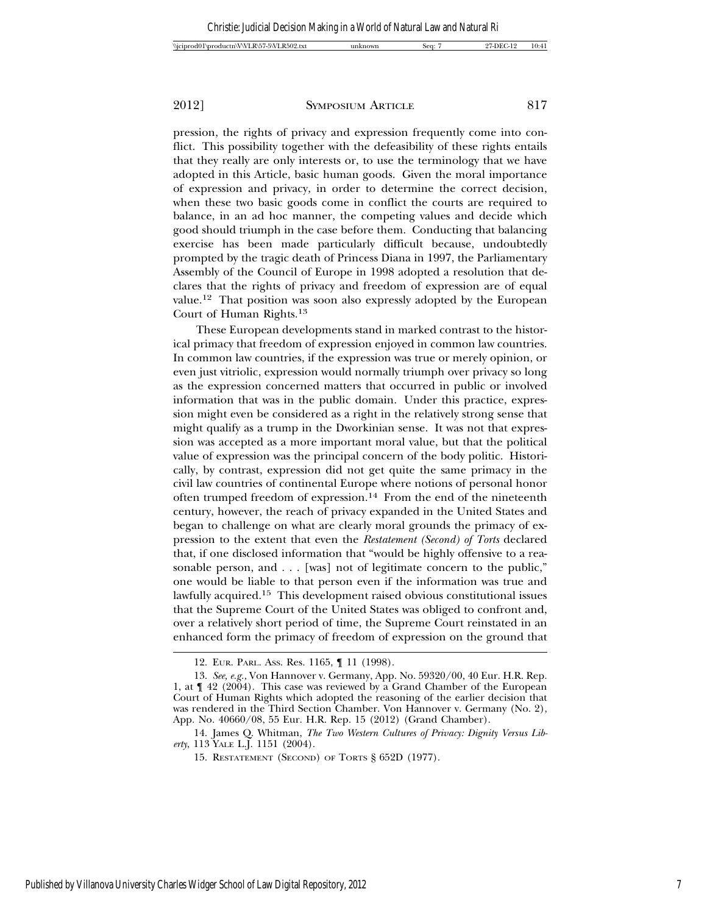pression, the rights of privacy and expression frequently come into conflict. This possibility together with the defeasibility of these rights entails that they really are only interests or, to use the terminology that we have adopted in this Article, basic human goods. Given the moral importance of expression and privacy, in order to determine the correct decision, when these two basic goods come in conflict the courts are required to balance, in an ad hoc manner, the competing values and decide which good should triumph in the case before them. Conducting that balancing exercise has been made particularly difficult because, undoubtedly prompted by the tragic death of Princess Diana in 1997, the Parliamentary Assembly of the Council of Europe in 1998 adopted a resolution that declares that the rights of privacy and freedom of expression are of equal value.[12] That position was soon also expressly adopted by the European Court of Human Rights.[13]

These European developments stand in marked contrast to the historical primacy that freedom of expression enjoyed in common law countries. In common law countries, if the expression was true or merely opinion, or even just vitriolic, expression would normally triumph over privacy so long as the expression concerned matters that occurred in public or involved information that was in the public domain. Under this practice, expression might even be considered as a right in the relatively strong sense that might qualify as a trump in the Dworkinian sense. It was not that expression was accepted as a more important moral value, but that the political value of expression was the principal concern of the body politic. Historically, by contrast, expression did not get quite the same primacy in the civil law countries of continental Europe where notions of personal honor often trumped freedom of expression.[14] From the end of the nineteenth century, however, the reach of privacy expanded in the United States and began to challenge on what are clearly moral grounds the primacy of expression to the extent that even the *Restatement (Second) of Torts* declared that, if one disclosed information that "would be highly offensive to a reasonable person, and . . . [was] not of legitimate concern to the public," one would be liable to that person even if the information was true and lawfully acquired.[15] This development raised obvious constitutional issues that the Supreme Court of the United States was obliged to confront and, over a relatively short period of time, the Supreme Court reinstated in an enhanced form the primacy of freedom of expression on the ground that

---

12. EUR. PARL. ASS. RES. 1165, ¶ 11 (1998).

13. *See, e.g.*, Von Hannover v. Germany, App. No. 59320/00, 40 Eur. H.R. Rep. 1, at ¶ 42 (2004). This case was reviewed by a Grand Chamber of the European Court of Human Rights which adopted the reasoning of the earlier decision that was rendered in the Third Section Chamber. Von Hannover v. Germany (No. 2), App. No. 40660/08, 55 Eur. H.R. Rep. 15 (2012) (Grand Chamber).

14. James Q. Whitman, *The Two Western Cultures of Privacy: Dignity Versus Liberty*, 113 YALE L.J. 1151 (2004).

15. RESTATEMENT (SECOND) OF TORTS § 652D (1977).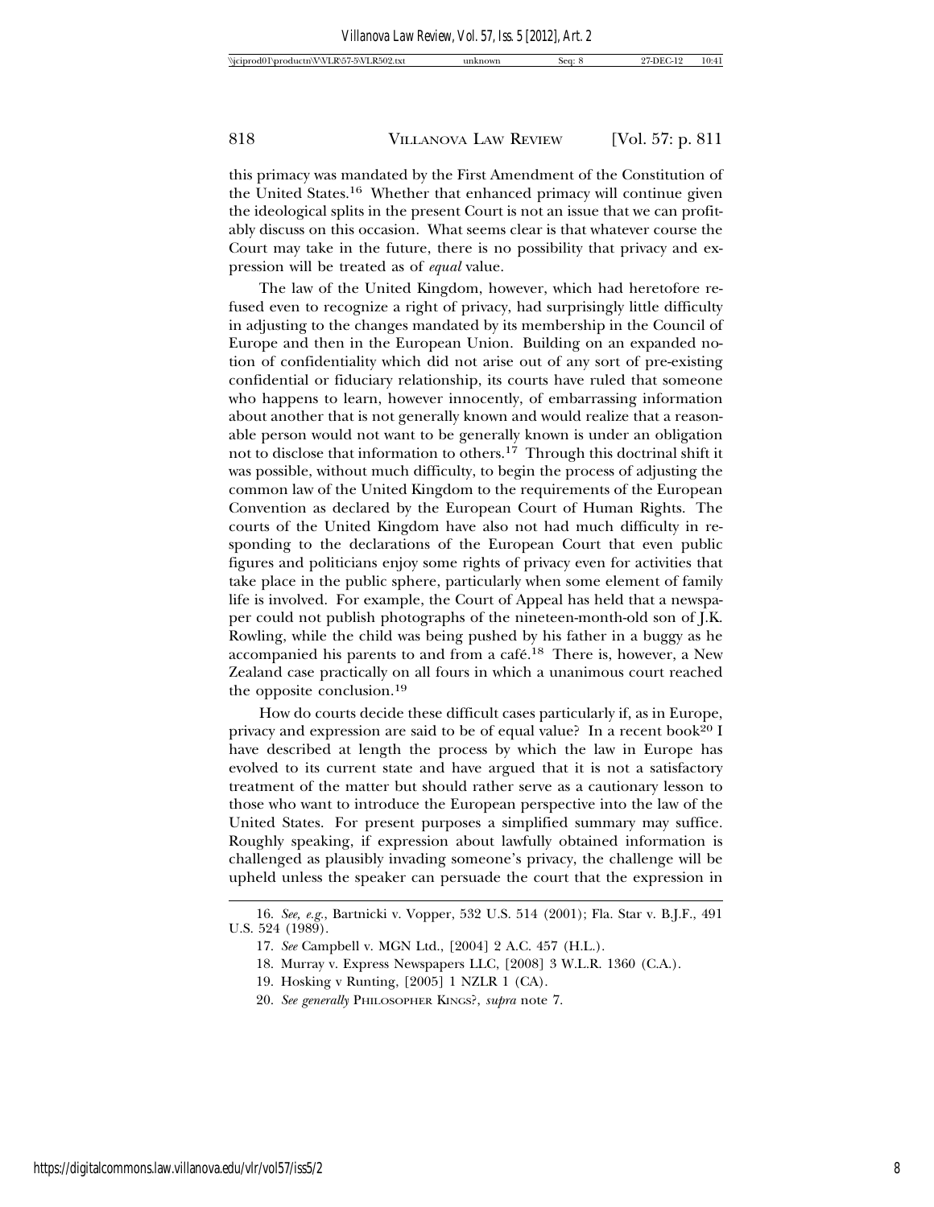this primacy was mandated by the First Amendment of the Constitution of the United States.[16] Whether that enhanced primacy will continue given the ideological splits in the present Court is not an issue that we can profitably discuss on this occasion. What seems clear is that whatever course the Court may take in the future, there is no possibility that privacy and expression will be treated as of *equal* value.

The law of the United Kingdom, however, which had heretofore refused even to recognize a right of privacy, had surprisingly little difficulty in adjusting to the changes mandated by its membership in the Council of Europe and then in the European Union. Building on an expanded notion of confidentiality which did not arise out of any sort of pre-existing confidential or fiduciary relationship, its courts have ruled that someone who happens to learn, however innocently, of embarrassing information about another that is not generally known and would realize that a reasonable person would not want to be generally known is under an obligation not to disclose that information to others.[17] Through this doctrinal shift it was possible, without much difficulty, to begin the process of adjusting the common law of the United Kingdom to the requirements of the European Convention as declared by the European Court of Human Rights. The courts of the United Kingdom have also not had much difficulty in responding to the declarations of the European Court that even public figures and politicians enjoy some rights of privacy even for activities that take place in the public sphere, particularly when some element of family life is involved. For example, the Court of Appeal has held that a newspaper could not publish photographs of the nineteen-month-old son of J.K. Rowling, while the child was being pushed by his father in a buggy as he accompanied his parents to and from a café.[18] There is, however, a New Zealand case practically on all fours in which a unanimous court reached the opposite conclusion.[19]

How do courts decide these difficult cases particularly if, as in Europe, privacy and expression are said to be of equal value? In a recent book[20] I have described at length the process by which the law in Europe has evolved to its current state and have argued that it is not a satisfactory treatment of the matter but should rather serve as a cautionary lesson to those who want to introduce the European perspective into the law of the United States. For present purposes a simplified summary may suffice. Roughly speaking, if expression about lawfully obtained information is challenged as plausibly invading someone's privacy, the challenge will be upheld unless the speaker can persuade the court that the expression in

---

16. *See, e.g.*, Bartnicki v. Vopper, 532 U.S. 514 (2001); Fla. Star v. B.J.F., 491 U.S. 524 (1989).

17. *See* Campbell v. MGN Ltd., [2004] 2 A.C. 457 (H.L.).

18. Murray v. Express Newspapers LLC, [2008] 3 W.L.R. 1360 (C.A.).

19. Hosking v Runting, [2005] 1 NZLR 1 (CA).

20. *See generally* PHILOSOPHER KINGS?, *supra* note 7.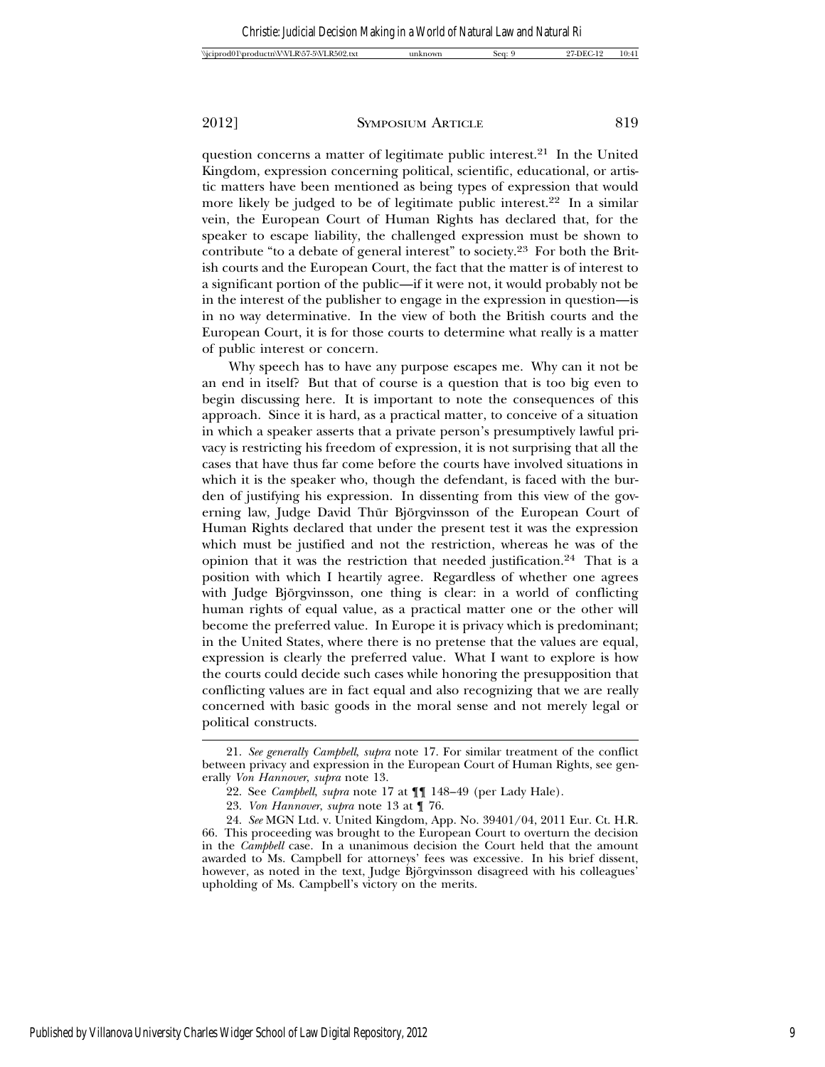question concerns a matter of legitimate public interest.[21] In the United Kingdom, expression concerning political, scientific, educational, or artistic matters have been mentioned as being types of expression that would more likely be judged to be of legitimate public interest.[22] In a similar vein, the European Court of Human Rights has declared that, for the speaker to escape liability, the challenged expression must be shown to contribute "to a debate of general interest" to society.[23] For both the British courts and the European Court, the fact that the matter is of interest to a significant portion of the public—if it were not, it would probably not be in the interest of the publisher to engage in the expression in question—is in no way determinative. In the view of both the British courts and the European Court, it is for those courts to determine what really is a matter of public interest or concern.

Why speech has to have any purpose escapes me. Why can it not be an end in itself? But that of course is a question that is too big even to begin discussing here. It is important to note the consequences of this approach. Since it is hard, as a practical matter, to conceive of a situation in which a speaker asserts that a private person's presumptively lawful privacy is restricting his freedom of expression, it is not surprising that all the cases that have thus far come before the courts have involved situations in which it is the speaker who, though the defendant, is faced with the burden of justifying his expression. In dissenting from this view of the governing law, Judge David Thür Björgvinsson of the European Court of Human Rights declared that under the present test it was the expression which must be justified and not the restriction, whereas he was of the opinion that it was the restriction that needed justification.[24] That is a position with which I heartily agree. Regardless of whether one agrees with Judge Björgvinsson, one thing is clear: in a world of conflicting human rights of equal value, as a practical matter one or the other will become the preferred value. In Europe it is privacy which is predominant; in the United States, where there is no pretense that the values are equal, expression is clearly the preferred value. What I want to explore is how the courts could decide such cases while honoring the presupposition that conflicting values are in fact equal and also recognizing that we are really concerned with basic goods in the moral sense and not merely legal or political constructs.

---

21. *See generally Campbell*, *supra* note 17. For similar treatment of the conflict between privacy and expression in the European Court of Human Rights, see generally *Von Hannover*, *supra* note 13.

22. See *Campbell*, *supra* note 17 at ¶¶ 148–49 (per Lady Hale).

23. *Von Hannover*, *supra* note 13 at ¶ 76.

24. *See* MGN Ltd. v. United Kingdom, App. No. 39401/04, 2011 Eur. Ct. H.R. 66. This proceeding was brought to the European Court to overturn the decision in the *Campbell* case. In a unanimous decision the Court held that the amount awarded to Ms. Campbell for attorneys' fees was excessive. In his brief dissent, however, as noted in the text, Judge Björgvinsson disagreed with his colleagues' upholding of Ms. Campbell's victory on the merits.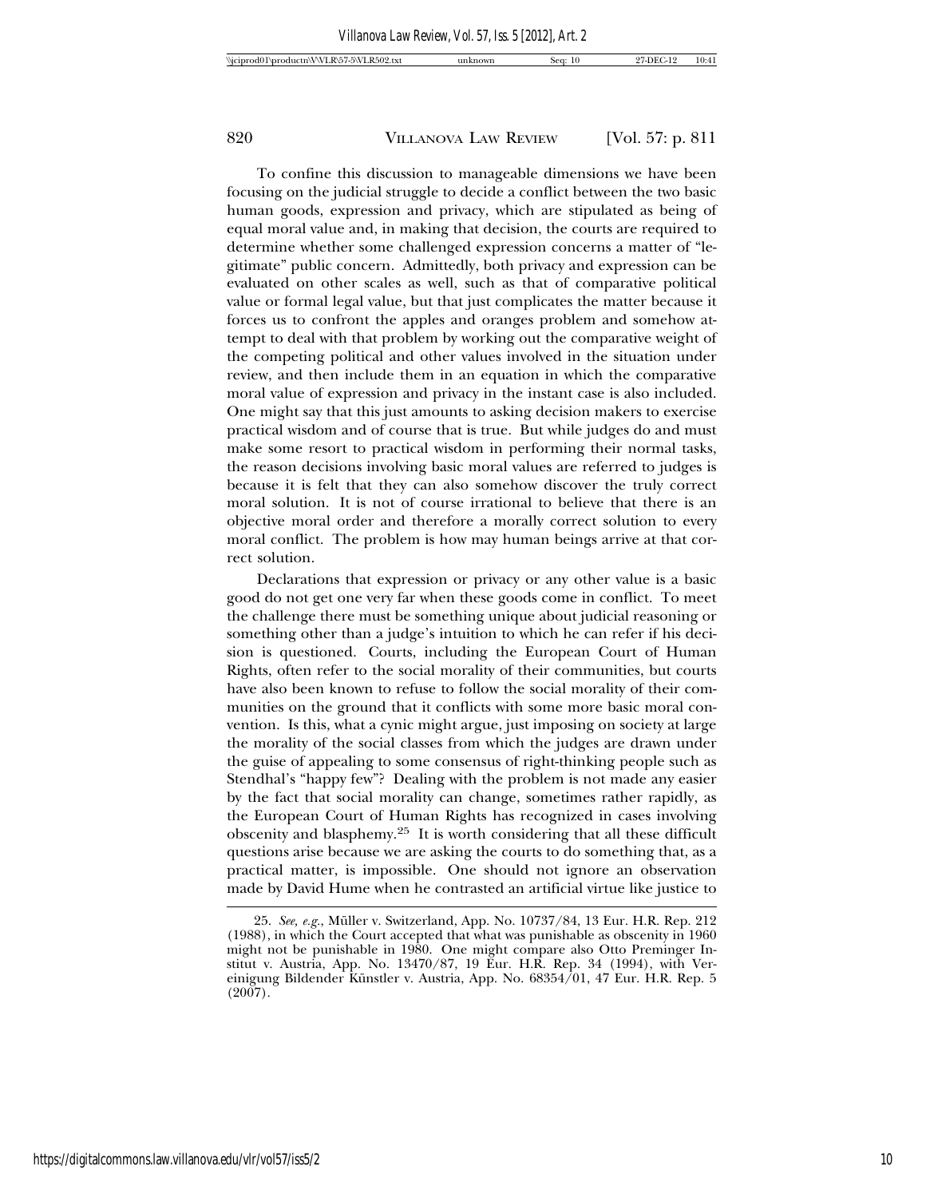To confine this discussion to manageable dimensions we have been focusing on the judicial struggle to decide a conflict between the two basic human goods, expression and privacy, which are stipulated as being of equal moral value and, in making that decision, the courts are required to determine whether some challenged expression concerns a matter of "legitimate" public concern. Admittedly, both privacy and expression can be evaluated on other scales as well, such as that of comparative political value or formal legal value, but that just complicates the matter because it forces us to confront the apples and oranges problem and somehow attempt to deal with that problem by working out the comparative weight of the competing political and other values involved in the situation under review, and then include them in an equation in which the comparative moral value of expression and privacy in the instant case is also included. One might say that this just amounts to asking decision makers to exercise practical wisdom and of course that is true. But while judges do and must make some resort to practical wisdom in performing their normal tasks, the reason decisions involving basic moral values are referred to judges is because it is felt that they can also somehow discover the truly correct moral solution. It is not of course irrational to believe that there is an objective moral order and therefore a morally correct solution to every moral conflict. The problem is how may human beings arrive at that correct solution.

Declarations that expression or privacy or any other value is a basic good do not get one very far when these goods come in conflict. To meet the challenge there must be something unique about judicial reasoning or something other than a judge's intuition to which he can refer if his decision is questioned. Courts, including the European Court of Human Rights, often refer to the social morality of their communities, but courts have also been known to refuse to follow the social morality of their communities on the ground that it conflicts with some more basic moral convention. Is this, what a cynic might argue, just imposing on society at large the morality of the social classes from which the judges are drawn under the guise of appealing to some consensus of right-thinking people such as Stendhal's "happy few"? Dealing with the problem is not made any easier by the fact that social morality can change, sometimes rather rapidly, as the European Court of Human Rights has recognized in cases involving obscenity and blasphemy.[25] It is worth considering that all these difficult questions arise because we are asking the courts to do something that, as a practical matter, is impossible. One should not ignore an observation made by David Hume when he contrasted an artificial virtue like justice to

---

25. *See, e.g.*, Müller v. Switzerland, App. No. 10737/84, 13 Eur. H.R. Rep. 212 (1988), in which the Court accepted that what was punishable as obscenity in 1960 might not be punishable in 1980. One might compare also Otto Preminger Institut v. Austria, App. No. 13470/87, 19 Eur. H.R. Rep. 34 (1994), with Vereinigung Bildender Künstler v. Austria, App. No. 68354/01, 47 Eur. H.R. Rep. 5 (2007).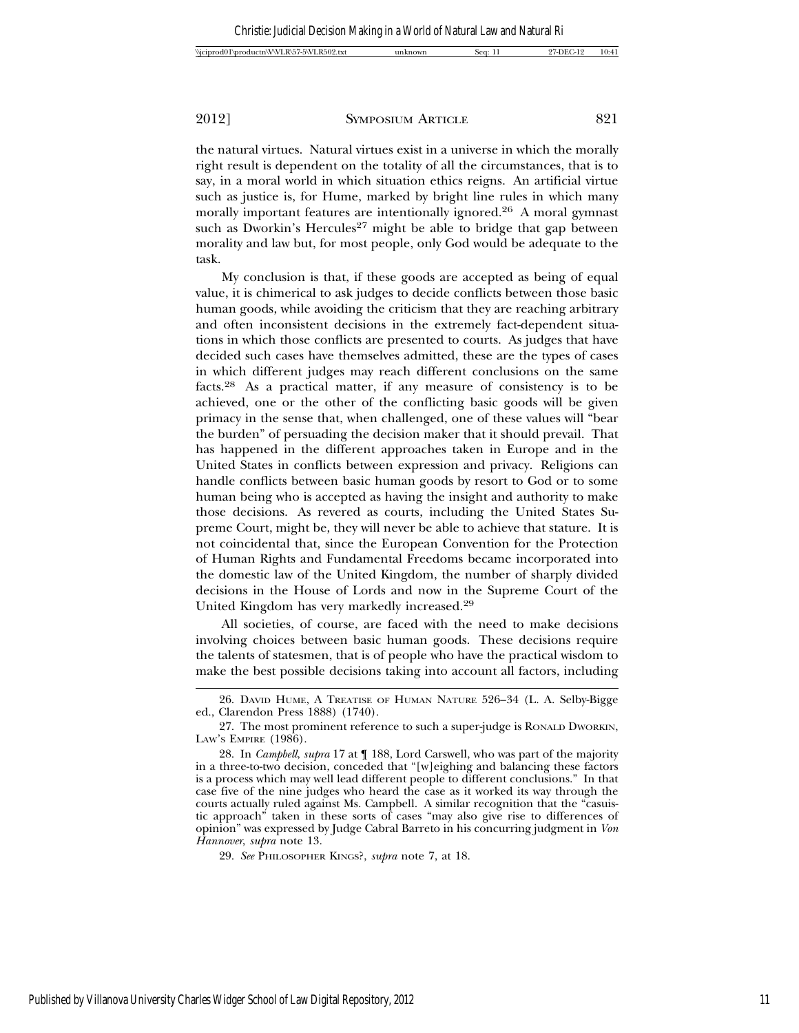the natural virtues. Natural virtues exist in a universe in which the morally right result is dependent on the totality of all the circumstances, that is to say, in a moral world in which situation ethics reigns. An artificial virtue such as justice is, for Hume, marked by bright line rules in which many morally important features are intentionally ignored.[26] A moral gymnast such as Dworkin's Hercules[27] might be able to bridge that gap between morality and law but, for most people, only God would be adequate to the task.

My conclusion is that, if these goods are accepted as being of equal value, it is chimerical to ask judges to decide conflicts between those basic human goods, while avoiding the criticism that they are reaching arbitrary and often inconsistent decisions in the extremely fact-dependent situations in which those conflicts are presented to courts. As judges that have decided such cases have themselves admitted, these are the types of cases in which different judges may reach different conclusions on the same facts.[28] As a practical matter, if any measure of consistency is to be achieved, one or the other of the conflicting basic goods will be given primacy in the sense that, when challenged, one of these values will "bear the burden" of persuading the decision maker that it should prevail. That has happened in the different approaches taken in Europe and in the United States in conflicts between expression and privacy. Religions can handle conflicts between basic human goods by resort to God or to some human being who is accepted as having the insight and authority to make those decisions. As revered as courts, including the United States Supreme Court, might be, they will never be able to achieve that stature. It is not coincidental that, since the European Convention for the Protection of Human Rights and Fundamental Freedoms became incorporated into the domestic law of the United Kingdom, the number of sharply divided decisions in the House of Lords and now in the Supreme Court of the United Kingdom has very markedly increased.[29]

All societies, of course, are faced with the need to make decisions involving choices between basic human goods. These decisions require the talents of statesmen, that is of people who have the practical wisdom to make the best possible decisions taking into account all factors, including

---

26. David Hume, A Treatise of Human Nature 526–34 (L. A. Selby-Bigge ed., Clarendon Press 1888) (1740).

27. The most prominent reference to such a super-judge is Ronald Dworkin, Law's Empire (1986).

28. In *Campbell, supra* 17 at ¶ 188, Lord Carswell, who was part of the majority in a three-to-two decision, conceded that "[w]eighing and balancing these factors is a process which may well lead different people to different conclusions." In that case five of the nine judges who heard the case as it worked its way through the courts actually ruled against Ms. Campbell. A similar recognition that the "casuistic approach" taken in these sorts of cases "may also give rise to differences of opinion" was expressed by Judge Cabral Barreto in his concurring judgment in *Von Hannover*, *supra* note 13.

29. *See* Philosopher Kings?, *supra* note 7, at 18.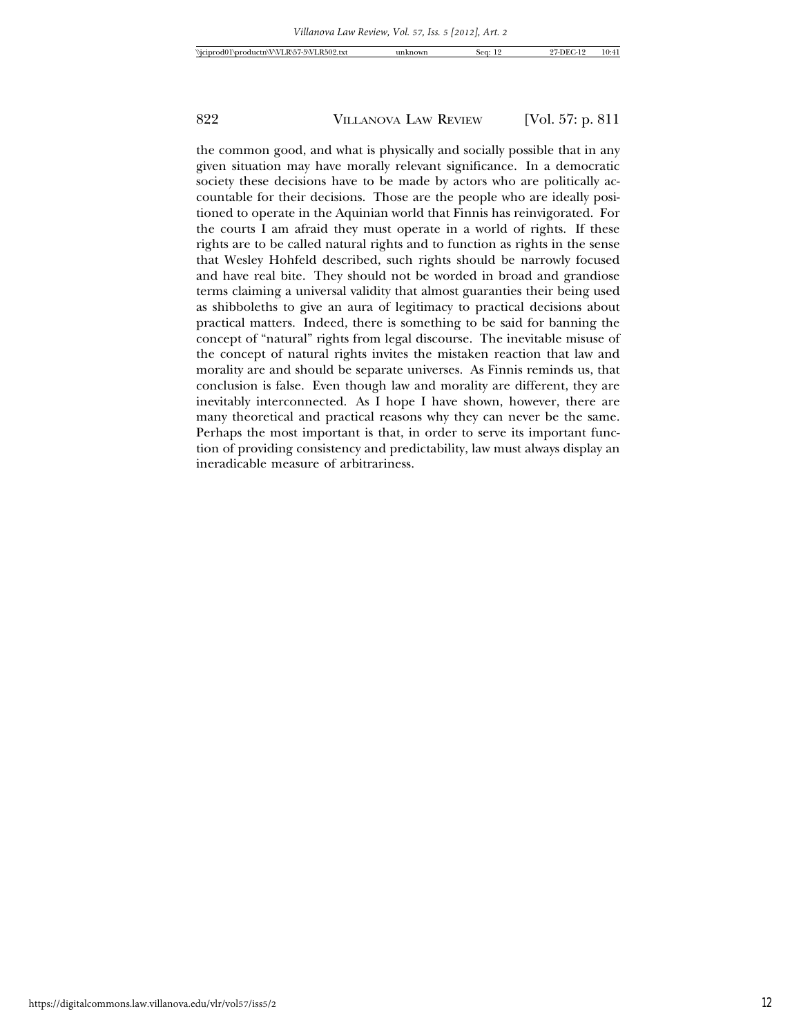the common good, and what is physically and socially possible that in any given situation may have morally relevant significance. In a democratic society these decisions have to be made by actors who are politically accountable for their decisions. Those are the people who are ideally positioned to operate in the Aquinian world that Finnis has reinvigorated. For the courts I am afraid they must operate in a world of rights. If these rights are to be called natural rights and to function as rights in the sense that Wesley Hohfeld described, such rights should be narrowly focused and have real bite. They should not be worded in broad and grandiose terms claiming a universal validity that almost guaranties their being used as shibboleths to give an aura of legitimacy to practical decisions about practical matters. Indeed, there is something to be said for banning the concept of "natural" rights from legal discourse. The inevitable misuse of the concept of natural rights invites the mistaken reaction that law and morality are and should be separate universes. As Finnis reminds us, that conclusion is false. Even though law and morality are different, they are inevitably interconnected. As I hope I have shown, however, there are many theoretical and practical reasons why they can never be the same. Perhaps the most important is that, in order to serve its important function of providing consistency and predictability, law must always display an ineradicable measure of arbitrariness.